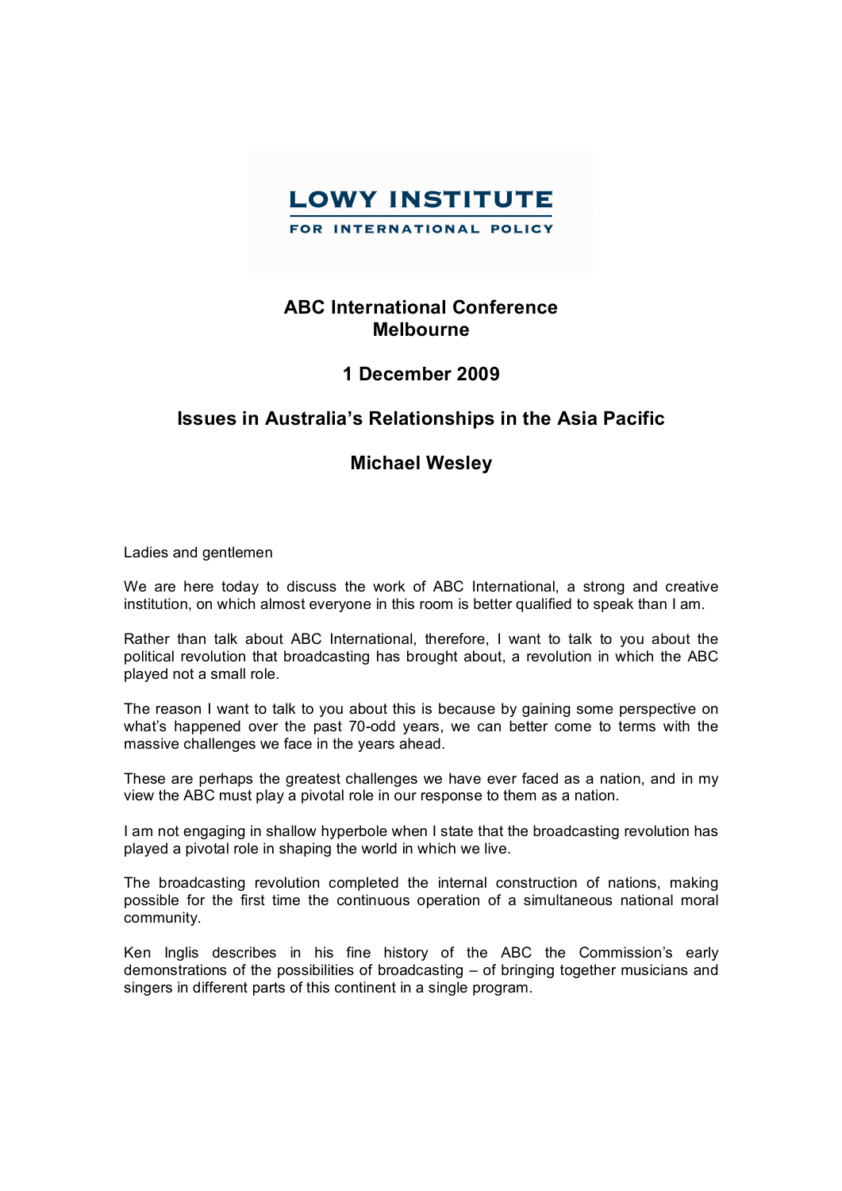**LOWY INSTITUTE**

**FOR INTERNATIONAL POLICY**

# ABC International Conference
# Melbourne

## 1 December 2009

## Issues in Australia's Relationships in the Asia Pacific

## Michael Wesley

Ladies and gentlemen

We are here today to discuss the work of ABC International, a strong and creative institution, on which almost everyone in this room is better qualified to speak than I am.

Rather than talk about ABC International, therefore, I want to talk to you about the political revolution that broadcasting has brought about, a revolution in which the ABC played not a small role.

The reason I want to talk to you about this is because by gaining some perspective on what's happened over the past 70-odd years, we can better come to terms with the massive challenges we face in the years ahead.

These are perhaps the greatest challenges we have ever faced as a nation, and in my view the ABC must play a pivotal role in our response to them as a nation.

I am not engaging in shallow hyperbole when I state that the broadcasting revolution has played a pivotal role in shaping the world in which we live.

The broadcasting revolution completed the internal construction of nations, making possible for the first time the continuous operation of a simultaneous national moral community.

Ken Inglis describes in his fine history of the ABC the Commission's early demonstrations of the possibilities of broadcasting – of bringing together musicians and singers in different parts of this continent in a single program.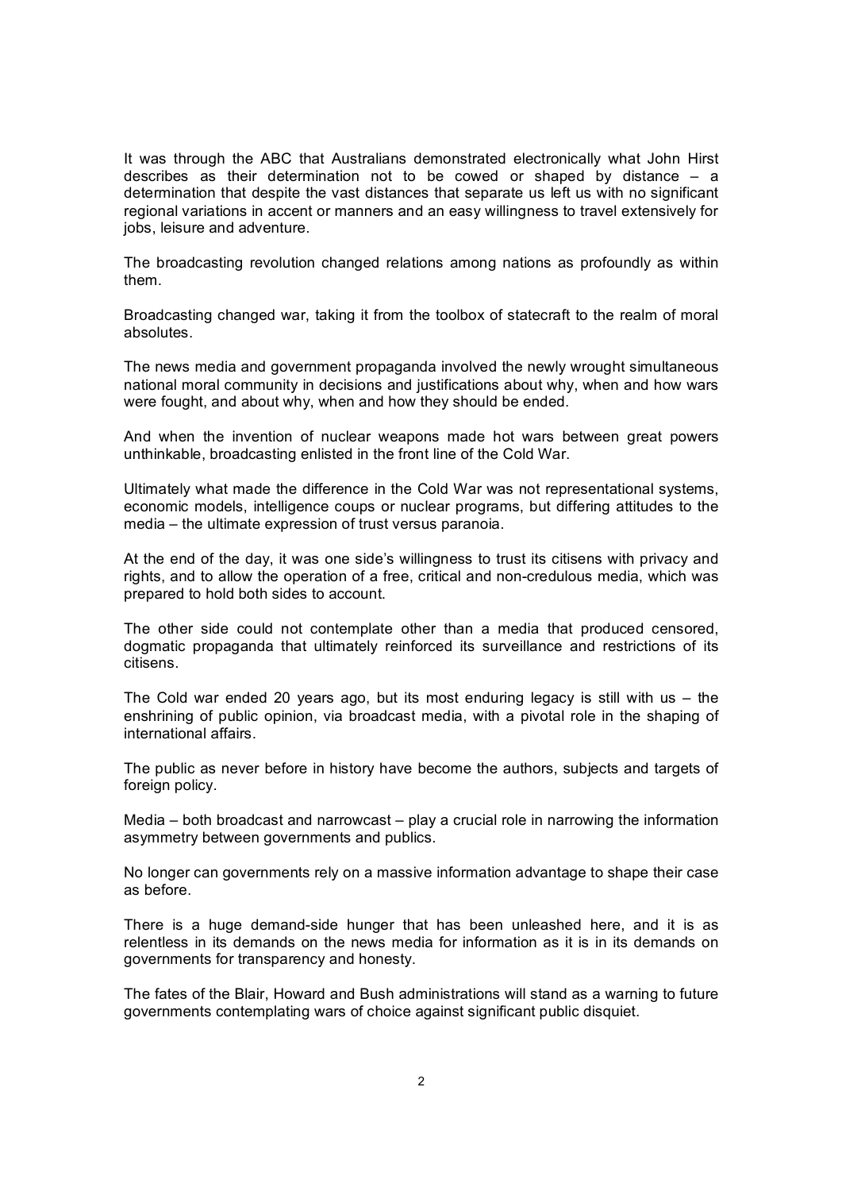It was through the ABC that Australians demonstrated electronically what John Hirst describes as their determination not to be cowed or shaped by distance – a determination that despite the vast distances that separate us left us with no significant regional variations in accent or manners and an easy willingness to travel extensively for jobs, leisure and adventure.

The broadcasting revolution changed relations among nations as profoundly as within them.

Broadcasting changed war, taking it from the toolbox of statecraft to the realm of moral absolutes.

The news media and government propaganda involved the newly wrought simultaneous national moral community in decisions and justifications about why, when and how wars were fought, and about why, when and how they should be ended.

And when the invention of nuclear weapons made hot wars between great powers unthinkable, broadcasting enlisted in the front line of the Cold War.

Ultimately what made the difference in the Cold War was not representational systems, economic models, intelligence coups or nuclear programs, but differing attitudes to the media – the ultimate expression of trust versus paranoia.

At the end of the day, it was one side's willingness to trust its citisens with privacy and rights, and to allow the operation of a free, critical and non-credulous media, which was prepared to hold both sides to account.

The other side could not contemplate other than a media that produced censored, dogmatic propaganda that ultimately reinforced its surveillance and restrictions of its citisens.

The Cold war ended 20 years ago, but its most enduring legacy is still with us – the enshrining of public opinion, via broadcast media, with a pivotal role in the shaping of international affairs.

The public as never before in history have become the authors, subjects and targets of foreign policy.

Media – both broadcast and narrowcast – play a crucial role in narrowing the information asymmetry between governments and publics.

No longer can governments rely on a massive information advantage to shape their case as before.

There is a huge demand-side hunger that has been unleashed here, and it is as relentless in its demands on the news media for information as it is in its demands on governments for transparency and honesty.

The fates of the Blair, Howard and Bush administrations will stand as a warning to future governments contemplating wars of choice against significant public disquiet.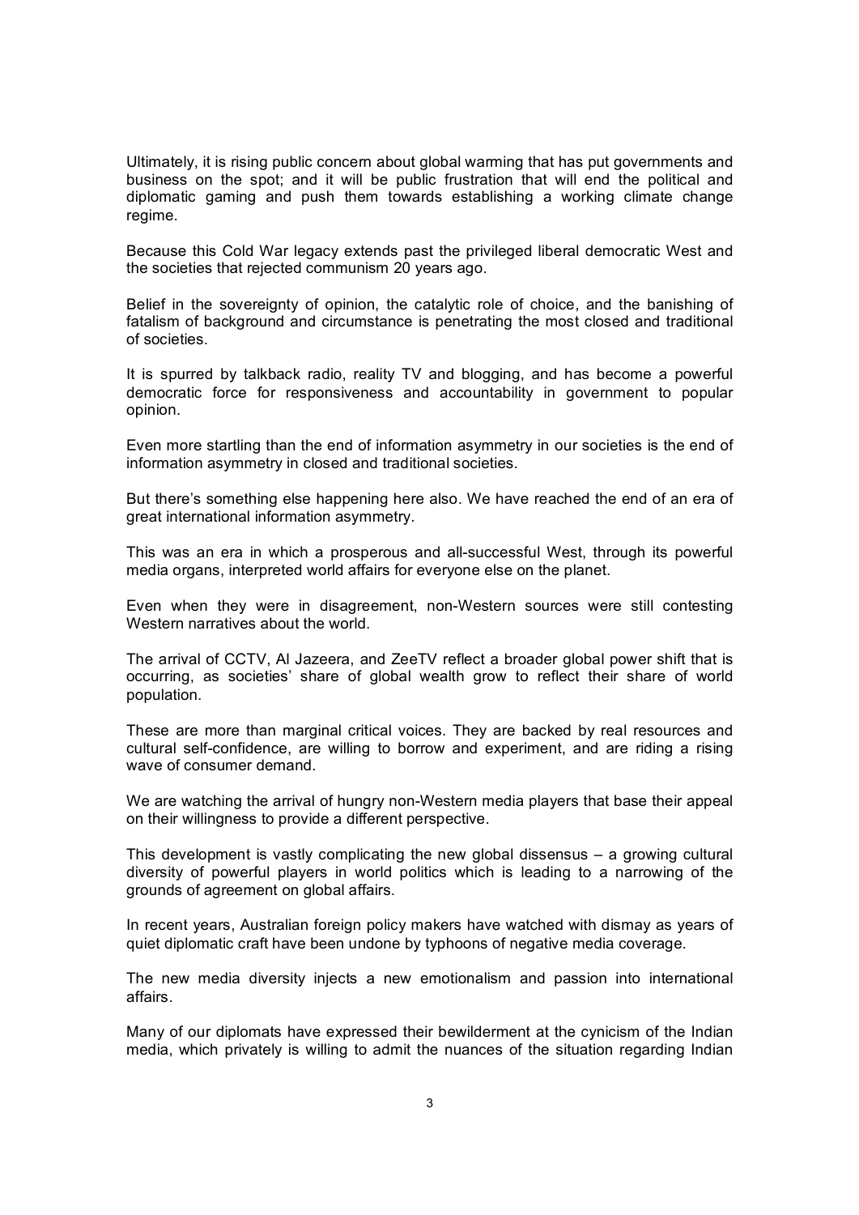Ultimately, it is rising public concern about global warming that has put governments and business on the spot; and it will be public frustration that will end the political and diplomatic gaming and push them towards establishing a working climate change regime.

Because this Cold War legacy extends past the privileged liberal democratic West and the societies that rejected communism 20 years ago.

Belief in the sovereignty of opinion, the catalytic role of choice, and the banishing of fatalism of background and circumstance is penetrating the most closed and traditional of societies.

It is spurred by talkback radio, reality TV and blogging, and has become a powerful democratic force for responsiveness and accountability in government to popular opinion.

Even more startling than the end of information asymmetry in our societies is the end of information asymmetry in closed and traditional societies.

But there's something else happening here also. We have reached the end of an era of great international information asymmetry.

This was an era in which a prosperous and all-successful West, through its powerful media organs, interpreted world affairs for everyone else on the planet.

Even when they were in disagreement, non-Western sources were still contesting Western narratives about the world.

The arrival of CCTV, Al Jazeera, and ZeeTV reflect a broader global power shift that is occurring, as societies' share of global wealth grow to reflect their share of world population.

These are more than marginal critical voices. They are backed by real resources and cultural self-confidence, are willing to borrow and experiment, and are riding a rising wave of consumer demand.

We are watching the arrival of hungry non-Western media players that base their appeal on their willingness to provide a different perspective.

This development is vastly complicating the new global dissensus – a growing cultural diversity of powerful players in world politics which is leading to a narrowing of the grounds of agreement on global affairs.

In recent years, Australian foreign policy makers have watched with dismay as years of quiet diplomatic craft have been undone by typhoons of negative media coverage.

The new media diversity injects a new emotionalism and passion into international affairs.

Many of our diplomats have expressed their bewilderment at the cynicism of the Indian media, which privately is willing to admit the nuances of the situation regarding Indian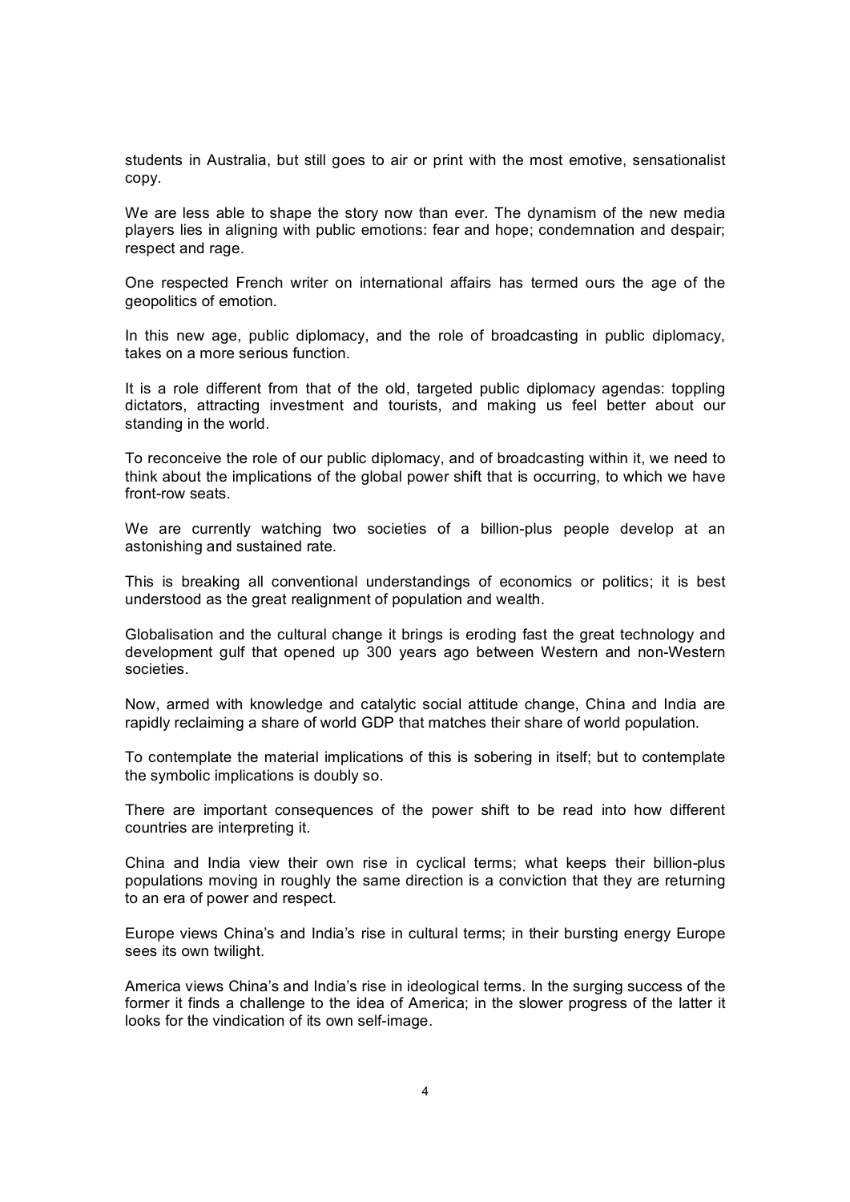students in Australia, but still goes to air or print with the most emotive, sensationalist copy.

We are less able to shape the story now than ever. The dynamism of the new media players lies in aligning with public emotions: fear and hope; condemnation and despair; respect and rage.

One respected French writer on international affairs has termed ours the age of the geopolitics of emotion.

In this new age, public diplomacy, and the role of broadcasting in public diplomacy, takes on a more serious function.

It is a role different from that of the old, targeted public diplomacy agendas: toppling dictators, attracting investment and tourists, and making us feel better about our standing in the world.

To reconceive the role of our public diplomacy, and of broadcasting within it, we need to think about the implications of the global power shift that is occurring, to which we have front-row seats.

We are currently watching two societies of a billion-plus people develop at an astonishing and sustained rate.

This is breaking all conventional understandings of economics or politics; it is best understood as the great realignment of population and wealth.

Globalisation and the cultural change it brings is eroding fast the great technology and development gulf that opened up 300 years ago between Western and non-Western societies.

Now, armed with knowledge and catalytic social attitude change, China and India are rapidly reclaiming a share of world GDP that matches their share of world population.

To contemplate the material implications of this is sobering in itself; but to contemplate the symbolic implications is doubly so.

There are important consequences of the power shift to be read into how different countries are interpreting it.

China and India view their own rise in cyclical terms; what keeps their billion-plus populations moving in roughly the same direction is a conviction that they are returning to an era of power and respect.

Europe views China's and India's rise in cultural terms; in their bursting energy Europe sees its own twilight.

America views China's and India's rise in ideological terms. In the surging success of the former it finds a challenge to the idea of America; in the slower progress of the latter it looks for the vindication of its own self-image.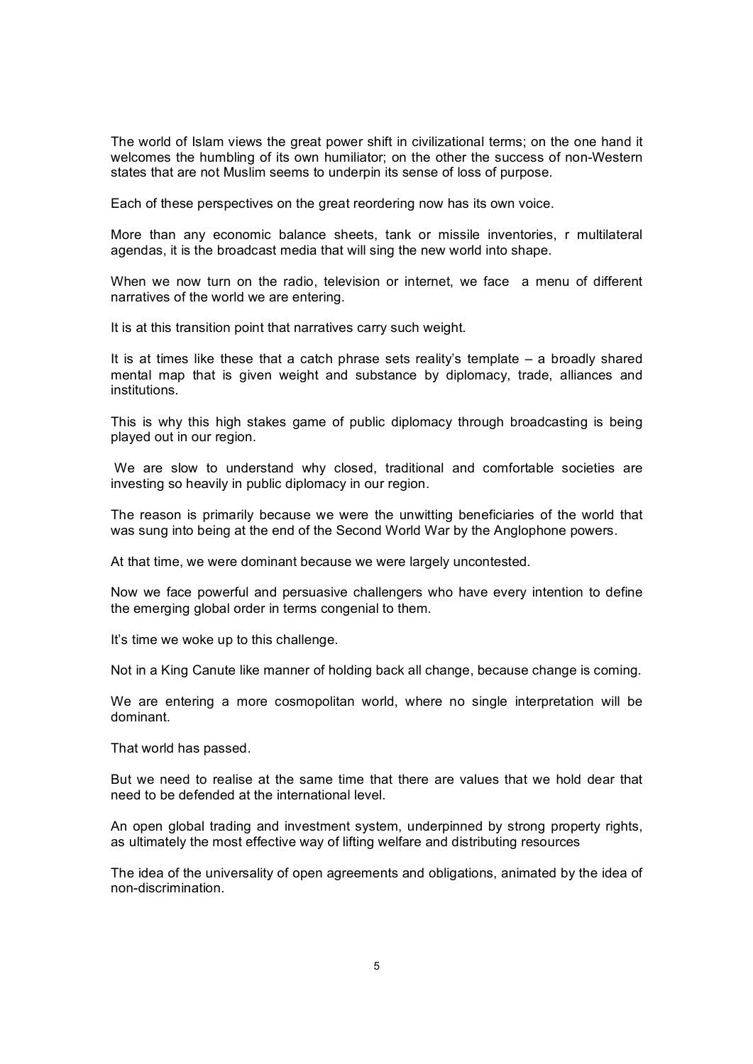The world of Islam views the great power shift in civilizational terms; on the one hand it welcomes the humbling of its own humiliator; on the other the success of non-Western states that are not Muslim seems to underpin its sense of loss of purpose.

Each of these perspectives on the great reordering now has its own voice.

More than any economic balance sheets, tank or missile inventories, r multilateral agendas, it is the broadcast media that will sing the new world into shape.

When we now turn on the radio, television or internet, we face a menu of different narratives of the world we are entering.

It is at this transition point that narratives carry such weight.

It is at times like these that a catch phrase sets reality's template – a broadly shared mental map that is given weight and substance by diplomacy, trade, alliances and institutions.

This is why this high stakes game of public diplomacy through broadcasting is being played out in our region.

We are slow to understand why closed, traditional and comfortable societies are investing so heavily in public diplomacy in our region.

The reason is primarily because we were the unwitting beneficiaries of the world that was sung into being at the end of the Second World War by the Anglophone powers.

At that time, we were dominant because we were largely uncontested.

Now we face powerful and persuasive challengers who have every intention to define the emerging global order in terms congenial to them.

It's time we woke up to this challenge.

Not in a King Canute like manner of holding back all change, because change is coming.

We are entering a more cosmopolitan world, where no single interpretation will be dominant.

That world has passed.

But we need to realise at the same time that there are values that we hold dear that need to be defended at the international level.

An open global trading and investment system, underpinned by strong property rights, as ultimately the most effective way of lifting welfare and distributing resources

The idea of the universality of open agreements and obligations, animated by the idea of non-discrimination.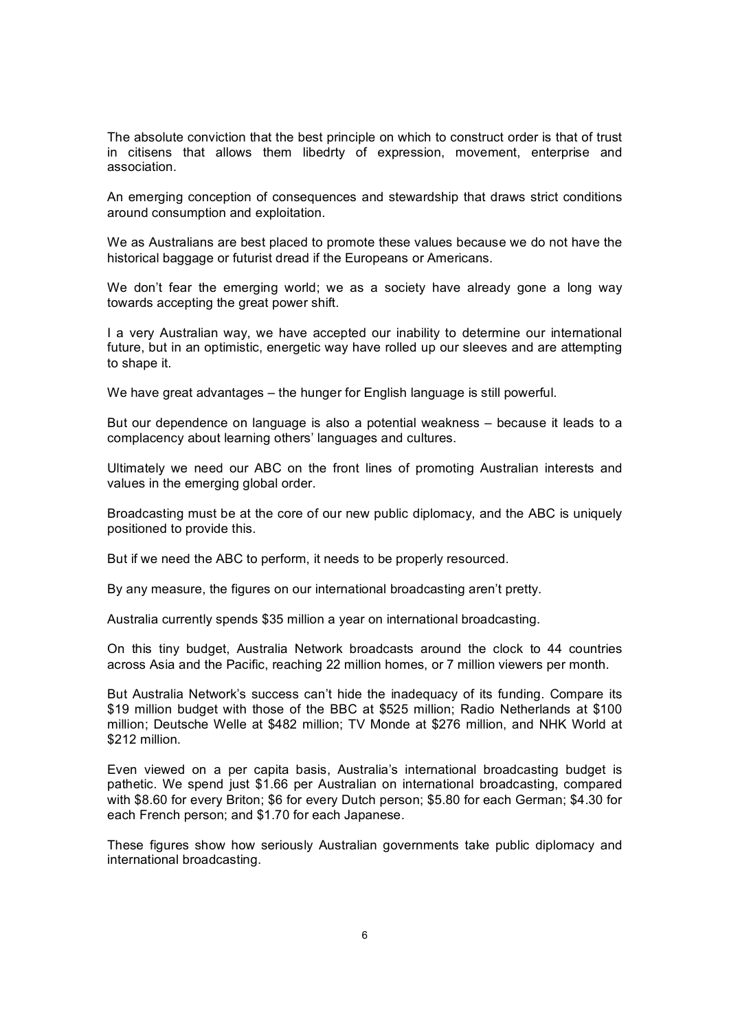The absolute conviction that the best principle on which to construct order is that of trust in citisens that allows them libedrty of expression, movement, enterprise and association.

An emerging conception of consequences and stewardship that draws strict conditions around consumption and exploitation.

We as Australians are best placed to promote these values because we do not have the historical baggage or futurist dread if the Europeans or Americans.

We don't fear the emerging world; we as a society have already gone a long way towards accepting the great power shift.

I a very Australian way, we have accepted our inability to determine our international future, but in an optimistic, energetic way have rolled up our sleeves and are attempting to shape it.

We have great advantages – the hunger for English language is still powerful.

But our dependence on language is also a potential weakness – because it leads to a complacency about learning others' languages and cultures.

Ultimately we need our ABC on the front lines of promoting Australian interests and values in the emerging global order.

Broadcasting must be at the core of our new public diplomacy, and the ABC is uniquely positioned to provide this.

But if we need the ABC to perform, it needs to be properly resourced.

By any measure, the figures on our international broadcasting aren't pretty.

Australia currently spends $35 million a year on international broadcasting.

On this tiny budget, Australia Network broadcasts around the clock to 44 countries across Asia and the Pacific, reaching 22 million homes, or 7 million viewers per month.

But Australia Network's success can't hide the inadequacy of its funding. Compare its $19 million budget with those of the BBC at $525 million; Radio Netherlands at $100 million; Deutsche Welle at $482 million; TV Monde at $276 million, and NHK World at $212 million.

Even viewed on a per capita basis, Australia's international broadcasting budget is pathetic. We spend just $1.66 per Australian on international broadcasting, compared with $8.60 for every Briton; $6 for every Dutch person; $5.80 for each German; $4.30 for each French person; and $1.70 for each Japanese.

These figures show how seriously Australian governments take public diplomacy and international broadcasting.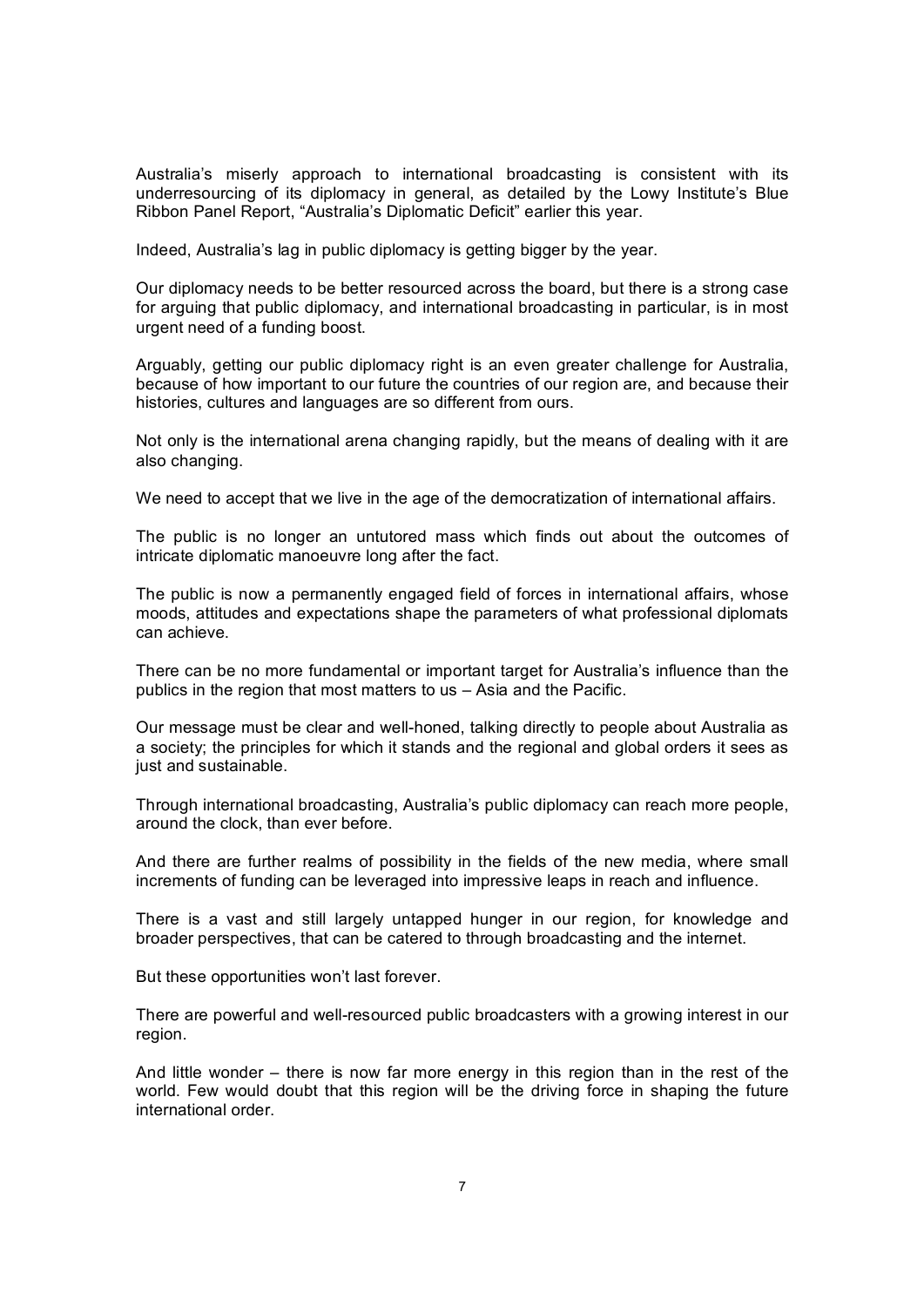Australia's miserly approach to international broadcasting is consistent with its underresourcing of its diplomacy in general, as detailed by the Lowy Institute's Blue Ribbon Panel Report, "Australia's Diplomatic Deficit" earlier this year.

Indeed, Australia's lag in public diplomacy is getting bigger by the year.

Our diplomacy needs to be better resourced across the board, but there is a strong case for arguing that public diplomacy, and international broadcasting in particular, is in most urgent need of a funding boost.

Arguably, getting our public diplomacy right is an even greater challenge for Australia, because of how important to our future the countries of our region are, and because their histories, cultures and languages are so different from ours.

Not only is the international arena changing rapidly, but the means of dealing with it are also changing.

We need to accept that we live in the age of the democratization of international affairs.

The public is no longer an untutored mass which finds out about the outcomes of intricate diplomatic manoeuvre long after the fact.

The public is now a permanently engaged field of forces in international affairs, whose moods, attitudes and expectations shape the parameters of what professional diplomats can achieve.

There can be no more fundamental or important target for Australia's influence than the publics in the region that most matters to us – Asia and the Pacific.

Our message must be clear and well-honed, talking directly to people about Australia as a society; the principles for which it stands and the regional and global orders it sees as just and sustainable.

Through international broadcasting, Australia's public diplomacy can reach more people, around the clock, than ever before.

And there are further realms of possibility in the fields of the new media, where small increments of funding can be leveraged into impressive leaps in reach and influence.

There is a vast and still largely untapped hunger in our region, for knowledge and broader perspectives, that can be catered to through broadcasting and the internet.

But these opportunities won't last forever.

There are powerful and well-resourced public broadcasters with a growing interest in our region.

And little wonder – there is now far more energy in this region than in the rest of the world. Few would doubt that this region will be the driving force in shaping the future international order.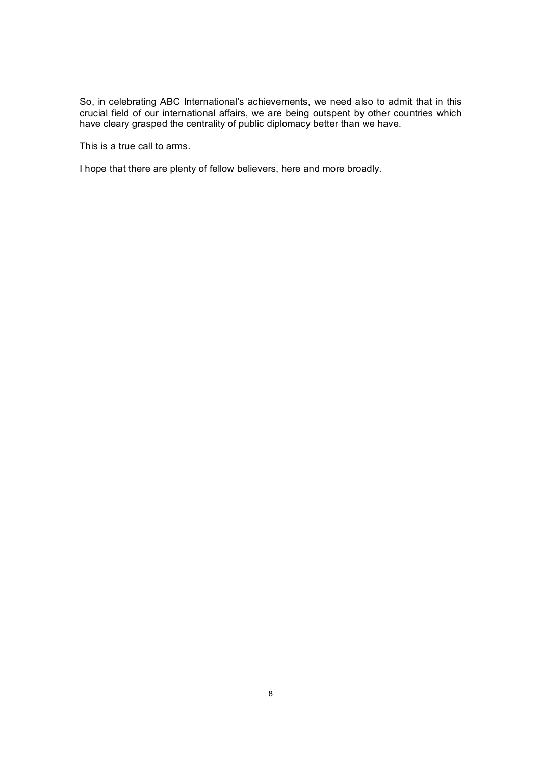So, in celebrating ABC International's achievements, we need also to admit that in this crucial field of our international affairs, we are being outspent by other countries which have cleary grasped the centrality of public diplomacy better than we have.

This is a true call to arms.

I hope that there are plenty of fellow believers, here and more broadly.